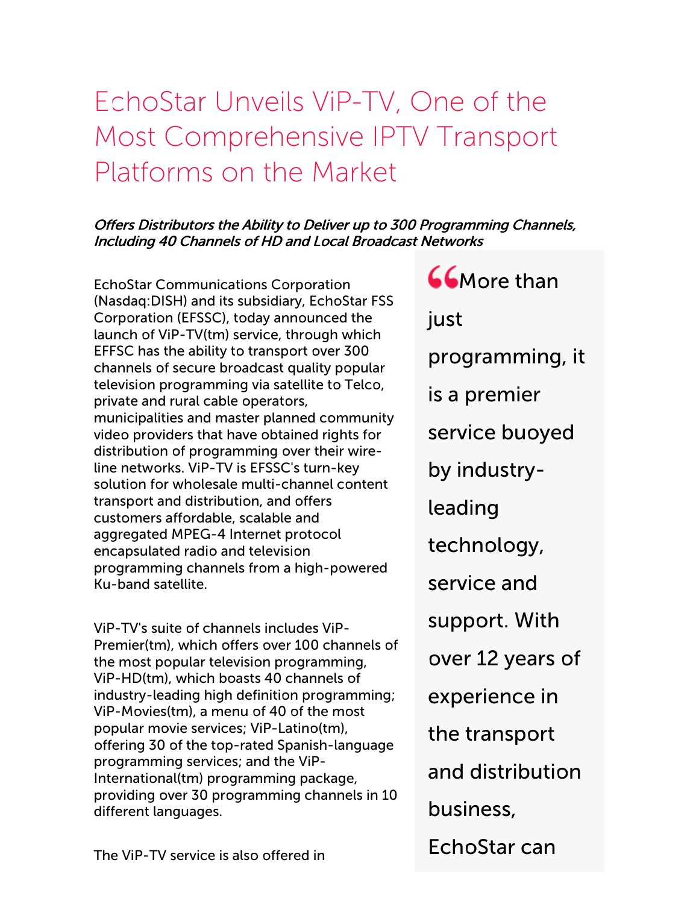# EchoStar Unveils ViP-TV, One of the Most Comprehensive IPTV Transport Platforms on the Market

***Offers Distributors the Ability to Deliver up to 300 Programming Channels, Including 40 Channels of HD and Local Broadcast Networks***

EchoStar Communications Corporation (Nasdaq:DISH) and its subsidiary, EchoStar FSS Corporation (EFSSC), today announced the launch of ViP-TV(tm) service, through which EFFSC has the ability to transport over 300 channels of secure broadcast quality popular television programming via satellite to Telco, private and rural cable operators, municipalities and master planned community video providers that have obtained rights for distribution of programming over their wire-line networks. ViP-TV is EFSSC's turn-key solution for wholesale multi-channel content transport and distribution, and offers customers affordable, scalable and aggregated MPEG-4 Internet protocol encapsulated radio and television programming channels from a high-powered Ku-band satellite.

> "More than just programming, it is a premier service buoyed by industry-leading technology, service and support. With over 12 years of experience in the transport and distribution business, EchoStar can

ViP-TV's suite of channels includes ViP-Premier(tm), which offers over 100 channels of the most popular television programming, ViP-HD(tm), which boasts 40 channels of industry-leading high definition programming; ViP-Movies(tm), a menu of 40 of the most popular movie services; ViP-Latino(tm), offering 30 of the top-rated Spanish-language programming services; and the ViP-International(tm) programming package, providing over 30 programming channels in 10 different languages.

The ViP-TV service is also offered in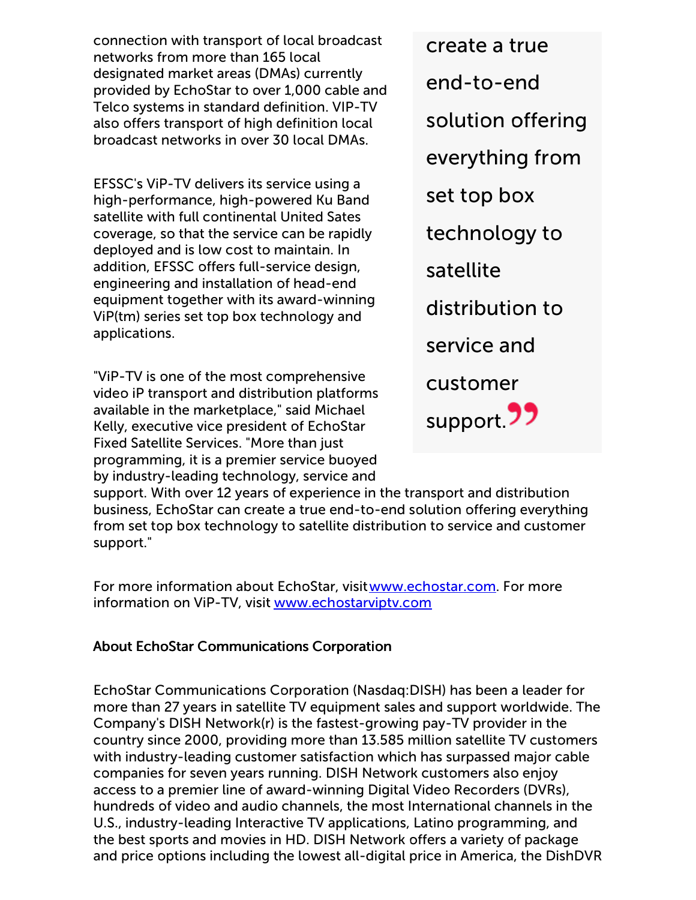connection with transport of local broadcast networks from more than 165 local designated market areas (DMAs) currently provided by EchoStar to over 1,000 cable and Telco systems in standard definition. VIP-TV also offers transport of high definition local broadcast networks in over 30 local DMAs.

EFSSC's ViP-TV delivers its service using a high-performance, high-powered Ku Band satellite with full continental United Sates coverage, so that the service can be rapidly deployed and is low cost to maintain. In addition, EFSSC offers full-service design, engineering and installation of head-end equipment together with its award-winning ViP(tm) series set top box technology and applications.

> create a true end-to-end solution offering everything from set top box technology to satellite distribution to service and customer support.

"ViP-TV is one of the most comprehensive video iP transport and distribution platforms available in the marketplace," said Michael Kelly, executive vice president of EchoStar Fixed Satellite Services. "More than just programming, it is a premier service buoyed by industry-leading technology, service and support. With over 12 years of experience in the transport and distribution business, EchoStar can create a true end-to-end solution offering everything from set top box technology to satellite distribution to service and customer support."

For more information about EchoStar, visit [www.echostar.com](http://www.echostar.com). For more information on ViP-TV, visit [www.echostarviptv.com](http://www.echostarviptv.com)

#### About EchoStar Communications Corporation

EchoStar Communications Corporation (Nasdaq:DISH) has been a leader for more than 27 years in satellite TV equipment sales and support worldwide. The Company's DISH Network(r) is the fastest-growing pay-TV provider in the country since 2000, providing more than 13.585 million satellite TV customers with industry-leading customer satisfaction which has surpassed major cable companies for seven years running. DISH Network customers also enjoy access to a premier line of award-winning Digital Video Recorders (DVRs), hundreds of video and audio channels, the most International channels in the U.S., industry-leading Interactive TV applications, Latino programming, and the best sports and movies in HD. DISH Network offers a variety of package and price options including the lowest all-digital price in America, the DishDVR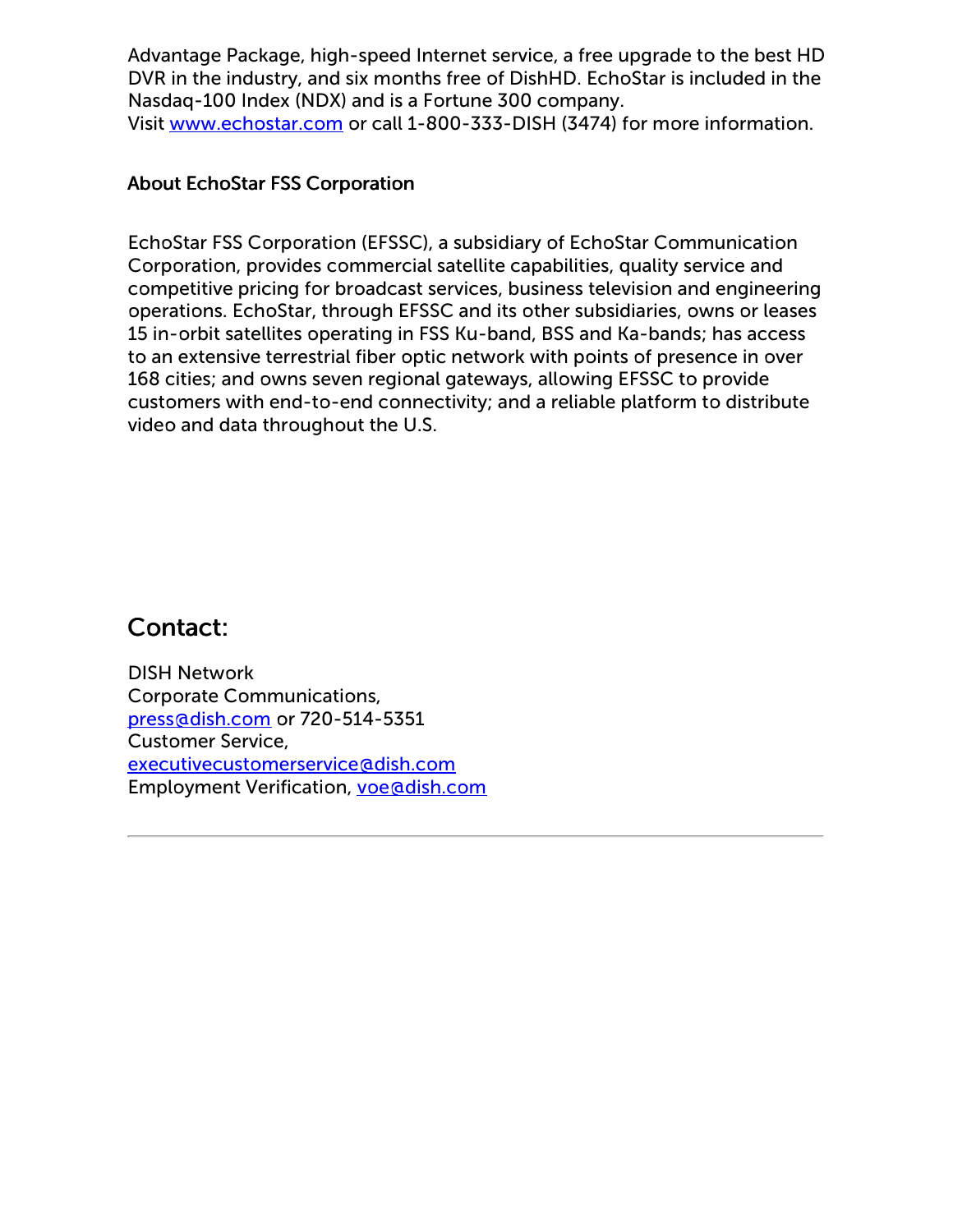Advantage Package, high-speed Internet service, a free upgrade to the best HD DVR in the industry, and six months free of DishHD. EchoStar is included in the Nasdaq-100 Index (NDX) and is a Fortune 300 company.
Visit [www.echostar.com](http://www.echostar.com) or call 1-800-333-DISH (3474) for more information.

**About EchoStar FSS Corporation**

EchoStar FSS Corporation (EFSSC), a subsidiary of EchoStar Communication Corporation, provides commercial satellite capabilities, quality service and competitive pricing for broadcast services, business television and engineering operations. EchoStar, through EFSSC and its other subsidiaries, owns or leases 15 in-orbit satellites operating in FSS Ku-band, BSS and Ka-bands; has access to an extensive terrestrial fiber optic network with points of presence in over 168 cities; and owns seven regional gateways, allowing EFSSC to provide customers with end-to-end connectivity; and a reliable platform to distribute video and data throughout the U.S.

## Contact:

DISH Network
Corporate Communications,
[press@dish.com](mailto:press@dish.com) or 720-514-5351
Customer Service,
[executivecustomerservice@dish.com](mailto:executivecustomerservice@dish.com)
Employment Verification, [voe@dish.com](mailto:voe@dish.com)

---